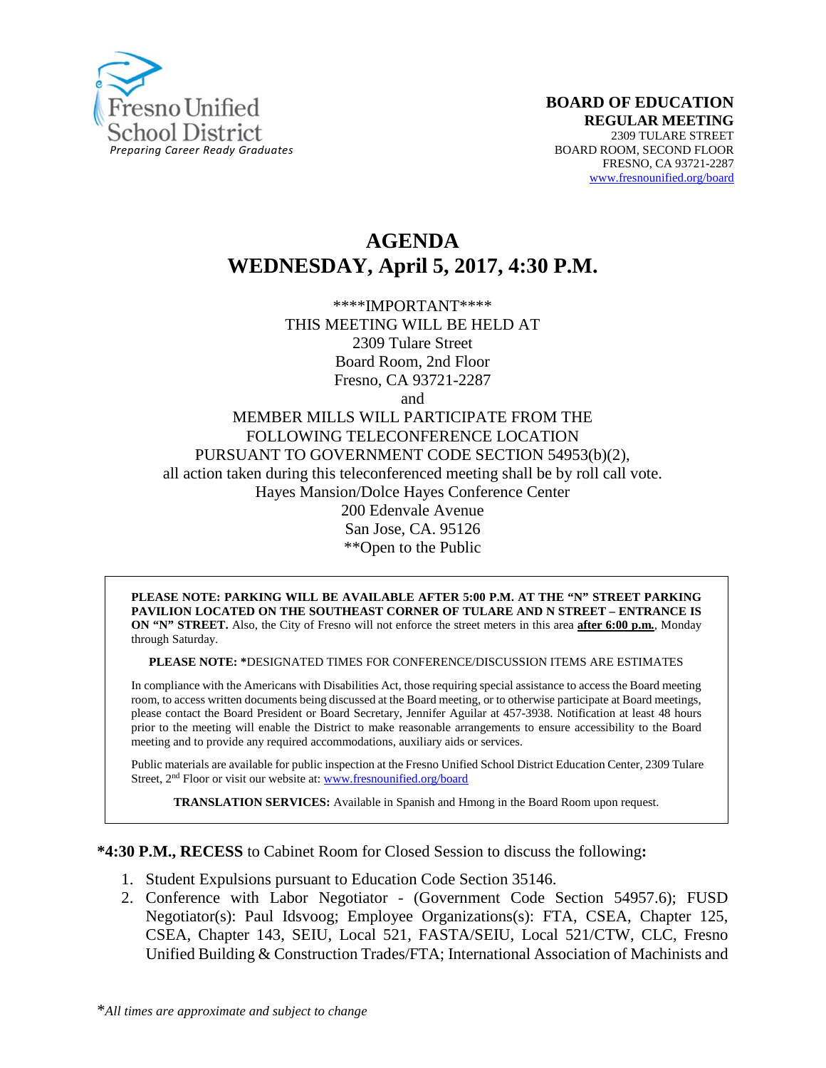Fresno Unified School District
*Preparing Career Ready Graduates*

**BOARD OF EDUCATION**
**REGULAR MEETING**
2309 TULARE STREET
BOARD ROOM, SECOND FLOOR
FRESNO, CA 93721-2287
www.fresnounified.org/board

# AGENDA
# WEDNESDAY, April 5, 2017, 4:30 P.M.

\*\*\*\*IMPORTANT\*\*\*\*
THIS MEETING WILL BE HELD AT
2309 Tulare Street
Board Room, 2nd Floor
Fresno, CA 93721-2287
and
MEMBER MILLS WILL PARTICIPATE FROM THE
FOLLOWING TELECONFERENCE LOCATION
PURSUANT TO GOVERNMENT CODE SECTION 54953(b)(2),
all action taken during this teleconferenced meeting shall be by roll call vote.
Hayes Mansion/Dolce Hayes Conference Center
200 Edenvale Avenue
San Jose, CA. 95126
\*\*Open to the Public

**PLEASE NOTE: PARKING WILL BE AVAILABLE AFTER 5:00 P.M. AT THE "N" STREET PARKING PAVILION LOCATED ON THE SOUTHEAST CORNER OF TULARE AND N STREET – ENTRANCE IS ON "N" STREET.** Also, the City of Fresno will not enforce the street meters in this area **after 6:00 p.m.**, Monday through Saturday.

**PLEASE NOTE: \***DESIGNATED TIMES FOR CONFERENCE/DISCUSSION ITEMS ARE ESTIMATES

In compliance with the Americans with Disabilities Act, those requiring special assistance to access the Board meeting room, to access written documents being discussed at the Board meeting, or to otherwise participate at Board meetings, please contact the Board President or Board Secretary, Jennifer Aguilar at 457-3938. Notification at least 48 hours prior to the meeting will enable the District to make reasonable arrangements to ensure accessibility to the Board meeting and to provide any required accommodations, auxiliary aids or services.

Public materials are available for public inspection at the Fresno Unified School District Education Center, 2309 Tulare Street, 2nd Floor or visit our website at: www.fresnounified.org/board

**TRANSLATION SERVICES:** Available in Spanish and Hmong in the Board Room upon request.

**\*4:30 P.M., RECESS** to Cabinet Room for Closed Session to discuss the following**:**

1. Student Expulsions pursuant to Education Code Section 35146.
2. Conference with Labor Negotiator - (Government Code Section 54957.6); FUSD Negotiator(s): Paul Idsvoog; Employee Organizations(s): FTA, CSEA, Chapter 125, CSEA, Chapter 143, SEIU, Local 521, FASTA/SEIU, Local 521/CTW, CLC, Fresno Unified Building & Construction Trades/FTA; International Association of Machinists and

\**All times are approximate and subject to change*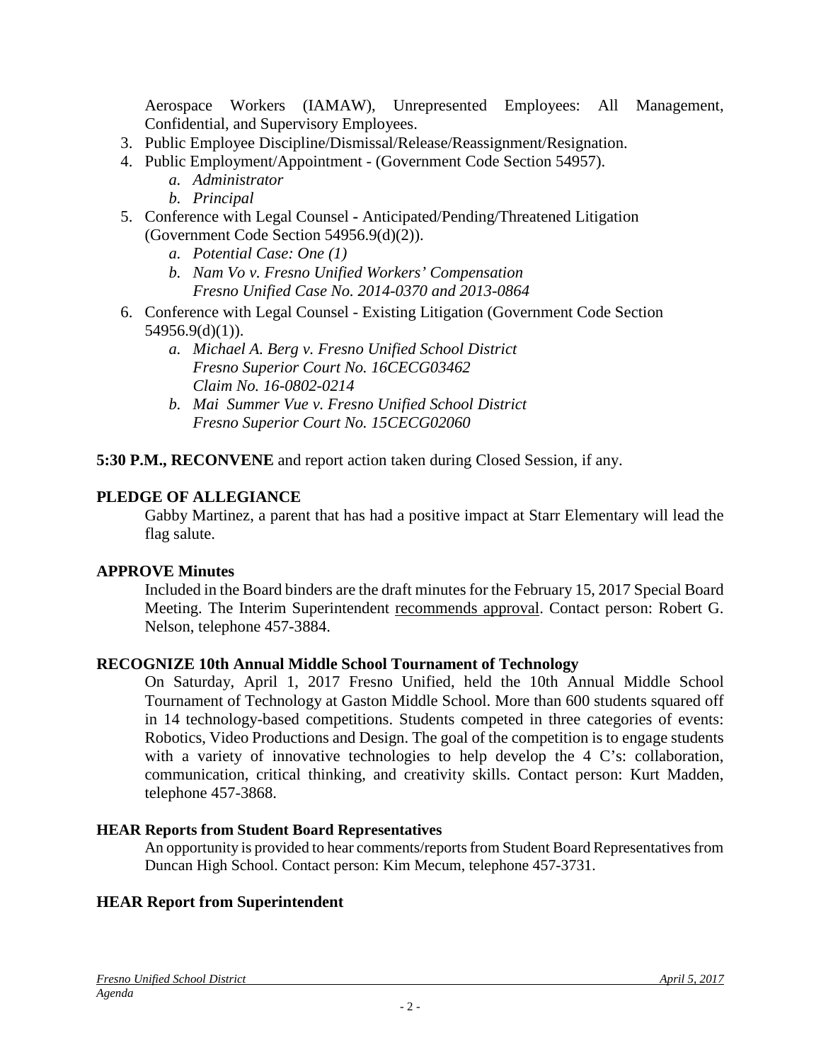Aerospace Workers (IAMAW), Unrepresented Employees: All Management, Confidential, and Supervisory Employees.

3. Public Employee Discipline/Dismissal/Release/Reassignment/Resignation.
4. Public Employment/Appointment - (Government Code Section 54957).
   a. *Administrator*
   b. *Principal*
5. Conference with Legal Counsel **-** Anticipated/Pending/Threatened Litigation (Government Code Section 54956.9(d)(2)).
   a. *Potential Case: One (1)*
   b. *Nam Vo v. Fresno Unified Workers' Compensation*
      *Fresno Unified Case No. 2014-0370 and 2013-0864*
6. Conference with Legal Counsel - Existing Litigation (Government Code Section 54956.9(d)(1)).
   a. *Michael A. Berg v. Fresno Unified School District*
      *Fresno Superior Court No. 16CECG03462*
      *Claim No. 16-0802-0214*
   b. *Mai Summer Vue v. Fresno Unified School District*
      *Fresno Superior Court No. 15CECG02060*

**5:30 P.M., RECONVENE** and report action taken during Closed Session, if any.

**PLEDGE OF ALLEGIANCE**

Gabby Martinez, a parent that has had a positive impact at Starr Elementary will lead the flag salute.

**APPROVE Minutes**

Included in the Board binders are the draft minutes for the February 15, 2017 Special Board Meeting. The Interim Superintendent recommends approval. Contact person: Robert G. Nelson, telephone 457-3884.

**RECOGNIZE 10th Annual Middle School Tournament of Technology**

On Saturday, April 1, 2017 Fresno Unified, held the 10th Annual Middle School Tournament of Technology at Gaston Middle School. More than 600 students squared off in 14 technology-based competitions. Students competed in three categories of events: Robotics, Video Productions and Design. The goal of the competition is to engage students with a variety of innovative technologies to help develop the 4 C's: collaboration, communication, critical thinking, and creativity skills. Contact person: Kurt Madden, telephone 457-3868.

**HEAR Reports from Student Board Representatives**

An opportunity is provided to hear comments/reports from Student Board Representatives from Duncan High School. Contact person: Kim Mecum, telephone 457-3731.

**HEAR Report from Superintendent**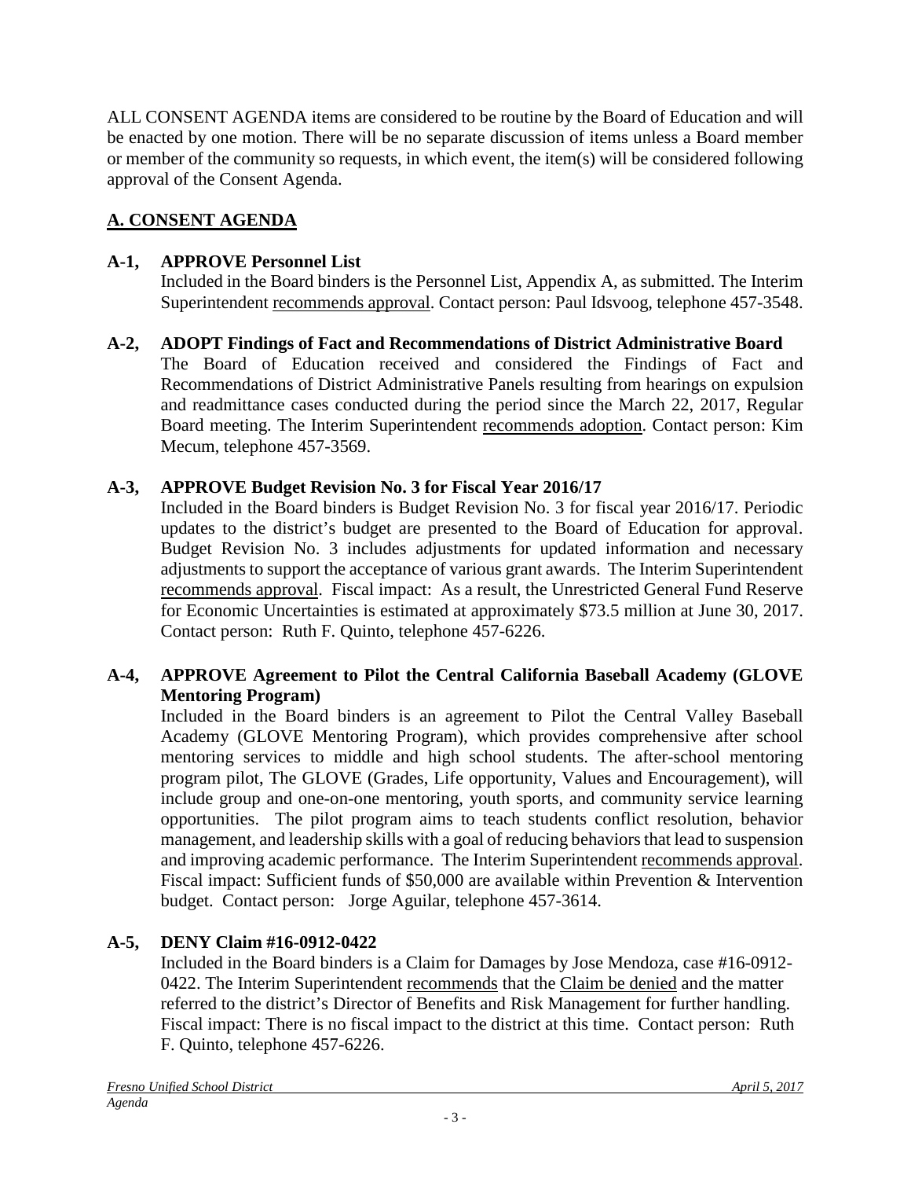ALL CONSENT AGENDA items are considered to be routine by the Board of Education and will be enacted by one motion. There will be no separate discussion of items unless a Board member or member of the community so requests, in which event, the item(s) will be considered following approval of the Consent Agenda.

## A. CONSENT AGENDA

**A-1, APPROVE Personnel List**

Included in the Board binders is the Personnel List, Appendix A, as submitted. The Interim Superintendent recommends approval. Contact person: Paul Idsvoog, telephone 457-3548.

**A-2, ADOPT Findings of Fact and Recommendations of District Administrative Board**

The Board of Education received and considered the Findings of Fact and Recommendations of District Administrative Panels resulting from hearings on expulsion and readmittance cases conducted during the period since the March 22, 2017, Regular Board meeting. The Interim Superintendent recommends adoption. Contact person: Kim Mecum, telephone 457-3569.

**A-3, APPROVE Budget Revision No. 3 for Fiscal Year 2016/17**

Included in the Board binders is Budget Revision No. 3 for fiscal year 2016/17. Periodic updates to the district's budget are presented to the Board of Education for approval. Budget Revision No. 3 includes adjustments for updated information and necessary adjustments to support the acceptance of various grant awards. The Interim Superintendent recommends approval. Fiscal impact: As a result, the Unrestricted General Fund Reserve for Economic Uncertainties is estimated at approximately $73.5 million at June 30, 2017. Contact person: Ruth F. Quinto, telephone 457-6226.

**A-4, APPROVE Agreement to Pilot the Central California Baseball Academy (GLOVE Mentoring Program)**

Included in the Board binders is an agreement to Pilot the Central Valley Baseball Academy (GLOVE Mentoring Program), which provides comprehensive after school mentoring services to middle and high school students. The after-school mentoring program pilot, The GLOVE (Grades, Life opportunity, Values and Encouragement), will include group and one-on-one mentoring, youth sports, and community service learning opportunities. The pilot program aims to teach students conflict resolution, behavior management, and leadership skills with a goal of reducing behaviors that lead to suspension and improving academic performance. The Interim Superintendent recommends approval. Fiscal impact: Sufficient funds of $50,000 are available within Prevention & Intervention budget. Contact person: Jorge Aguilar, telephone 457-3614.

**A-5, DENY Claim #16-0912-0422**

Included in the Board binders is a Claim for Damages by Jose Mendoza, case #16-0912-0422. The Interim Superintendent recommends that the Claim be denied and the matter referred to the district's Director of Benefits and Risk Management for further handling. Fiscal impact: There is no fiscal impact to the district at this time. Contact person: Ruth F. Quinto, telephone 457-6226.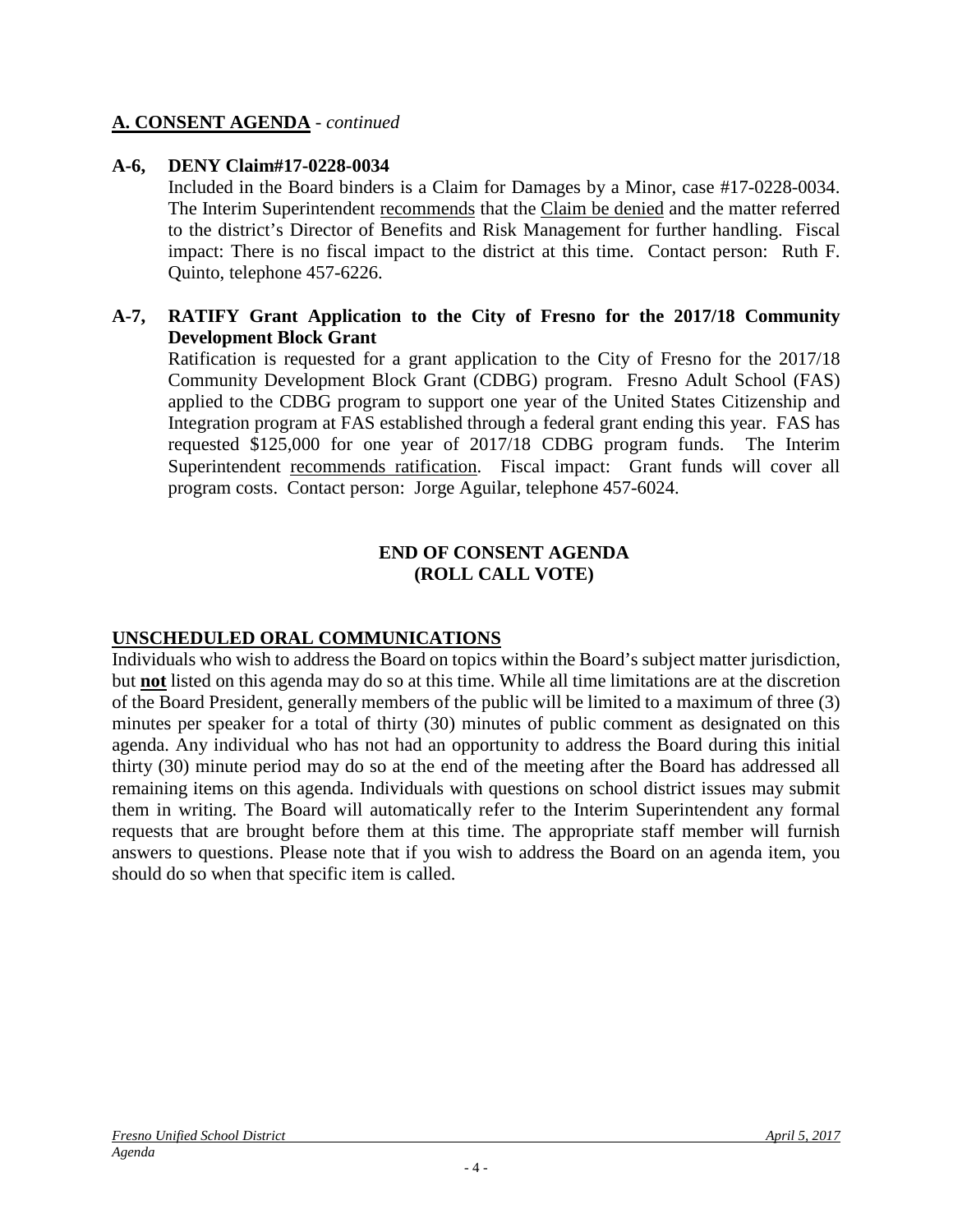## A. CONSENT AGENDA - *continued*

**A-6, DENY Claim#17-0228-0034**

Included in the Board binders is a Claim for Damages by a Minor, case #17-0228-0034. The Interim Superintendent recommends that the Claim be denied and the matter referred to the district's Director of Benefits and Risk Management for further handling. Fiscal impact: There is no fiscal impact to the district at this time. Contact person: Ruth F. Quinto, telephone 457-6226.

**A-7, RATIFY Grant Application to the City of Fresno for the 2017/18 Community Development Block Grant**

Ratification is requested for a grant application to the City of Fresno for the 2017/18 Community Development Block Grant (CDBG) program. Fresno Adult School (FAS) applied to the CDBG program to support one year of the United States Citizenship and Integration program at FAS established through a federal grant ending this year. FAS has requested $125,000 for one year of 2017/18 CDBG program funds. The Interim Superintendent recommends ratification. Fiscal impact: Grant funds will cover all program costs. Contact person: Jorge Aguilar, telephone 457-6024.

**END OF CONSENT AGENDA**
**(ROLL CALL VOTE)**

## UNSCHEDULED ORAL COMMUNICATIONS

Individuals who wish to address the Board on topics within the Board's subject matter jurisdiction, but **not** listed on this agenda may do so at this time. While all time limitations are at the discretion of the Board President, generally members of the public will be limited to a maximum of three (3) minutes per speaker for a total of thirty (30) minutes of public comment as designated on this agenda. Any individual who has not had an opportunity to address the Board during this initial thirty (30) minute period may do so at the end of the meeting after the Board has addressed all remaining items on this agenda. Individuals with questions on school district issues may submit them in writing. The Board will automatically refer to the Interim Superintendent any formal requests that are brought before them at this time. The appropriate staff member will furnish answers to questions. Please note that if you wish to address the Board on an agenda item, you should do so when that specific item is called.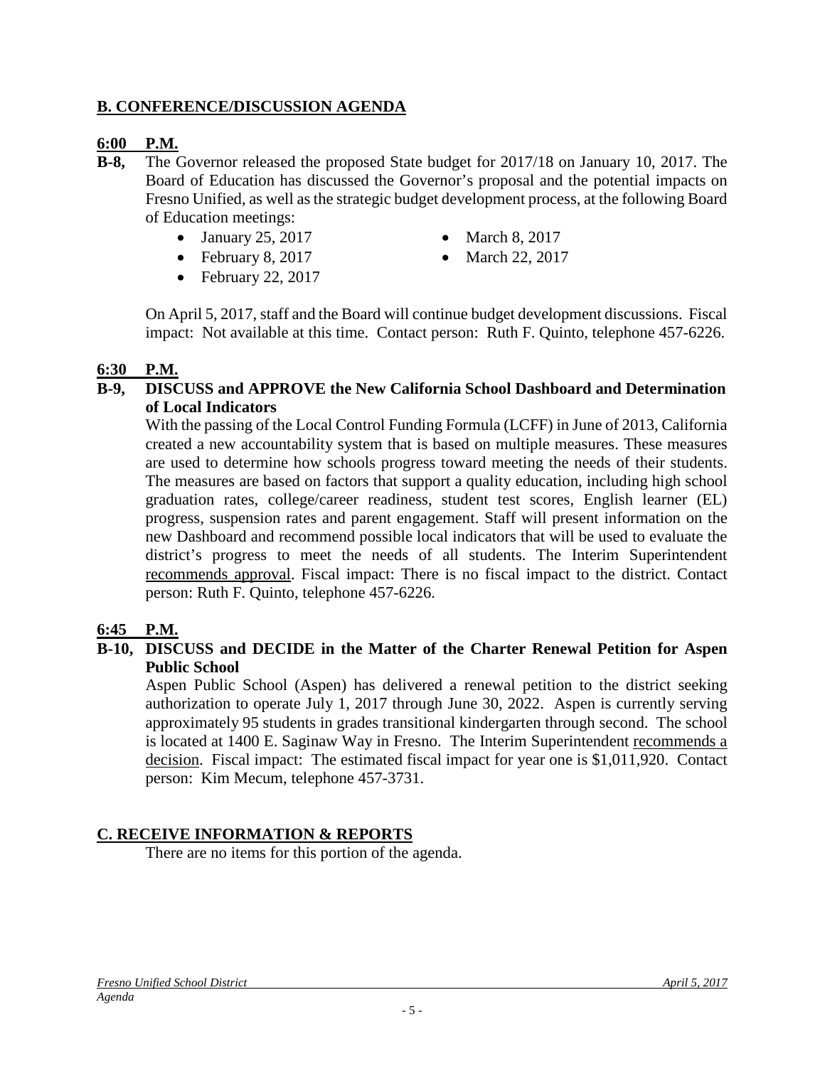## B. CONFERENCE/DISCUSSION AGENDA

**6:00 P.M.**

**B-8,** The Governor released the proposed State budget for 2017/18 on January 10, 2017. The Board of Education has discussed the Governor's proposal and the potential impacts on Fresno Unified, as well as the strategic budget development process, at the following Board of Education meetings:

- January 25, 2017
- February 8, 2017
- February 22, 2017
- March 8, 2017
- March 22, 2017

On April 5, 2017, staff and the Board will continue budget development discussions. Fiscal impact: Not available at this time. Contact person: Ruth F. Quinto, telephone 457-6226.

**6:30 P.M.**

**B-9, DISCUSS and APPROVE the New California School Dashboard and Determination of Local Indicators**

With the passing of the Local Control Funding Formula (LCFF) in June of 2013, California created a new accountability system that is based on multiple measures. These measures are used to determine how schools progress toward meeting the needs of their students. The measures are based on factors that support a quality education, including high school graduation rates, college/career readiness, student test scores, English learner (EL) progress, suspension rates and parent engagement. Staff will present information on the new Dashboard and recommend possible local indicators that will be used to evaluate the district's progress to meet the needs of all students. The Interim Superintendent recommends approval. Fiscal impact: There is no fiscal impact to the district. Contact person: Ruth F. Quinto, telephone 457-6226.

**6:45 P.M.**

**B-10, DISCUSS and DECIDE in the Matter of the Charter Renewal Petition for Aspen Public School**

Aspen Public School (Aspen) has delivered a renewal petition to the district seeking authorization to operate July 1, 2017 through June 30, 2022. Aspen is currently serving approximately 95 students in grades transitional kindergarten through second. The school is located at 1400 E. Saginaw Way in Fresno. The Interim Superintendent recommends a decision. Fiscal impact: The estimated fiscal impact for year one is $1,011,920. Contact person: Kim Mecum, telephone 457-3731.

## C. RECEIVE INFORMATION & REPORTS

There are no items for this portion of the agenda.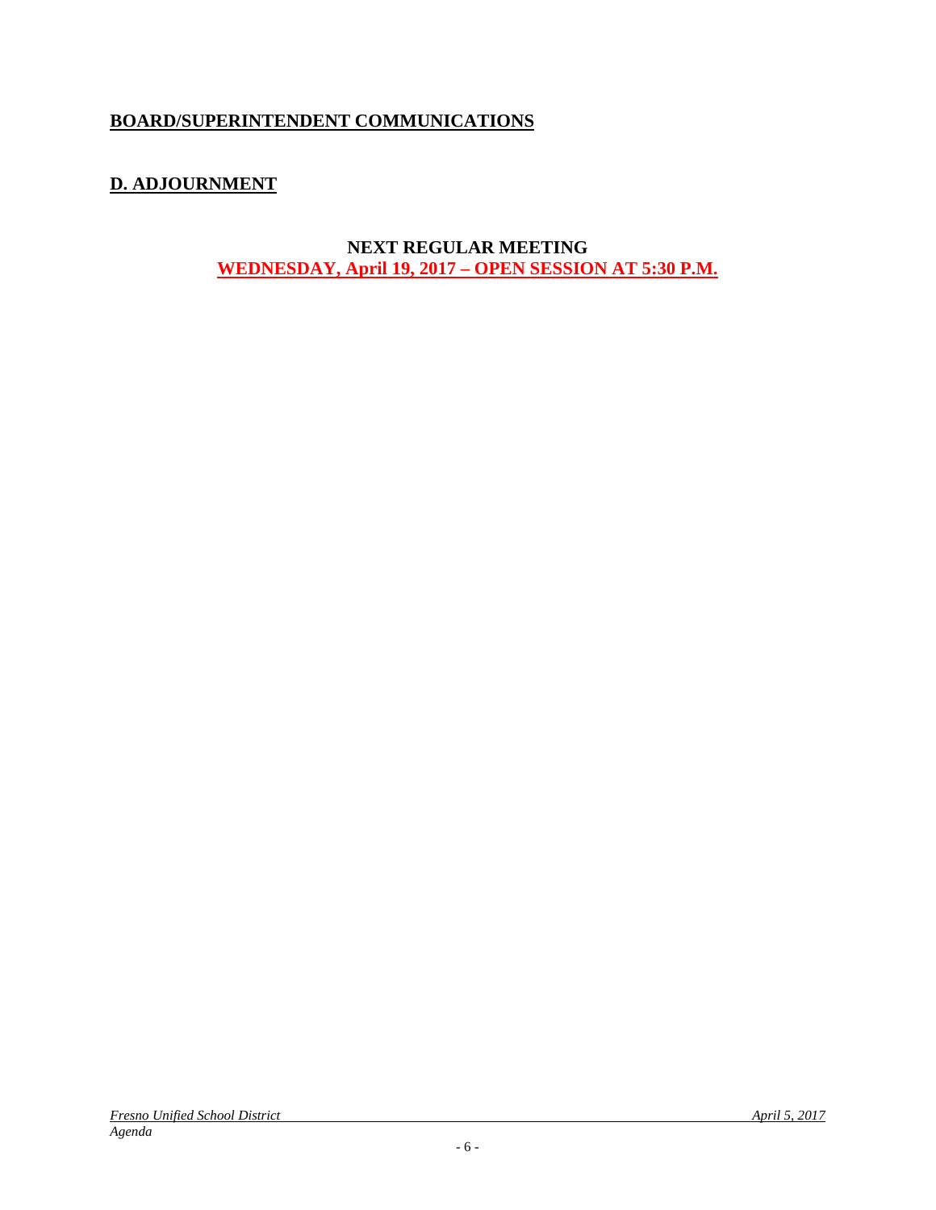## BOARD/SUPERINTENDENT COMMUNICATIONS

## D. ADJOURNMENT

**NEXT REGULAR MEETING**

**WEDNESDAY, April 19, 2017 – OPEN SESSION AT 5:30 P.M.**